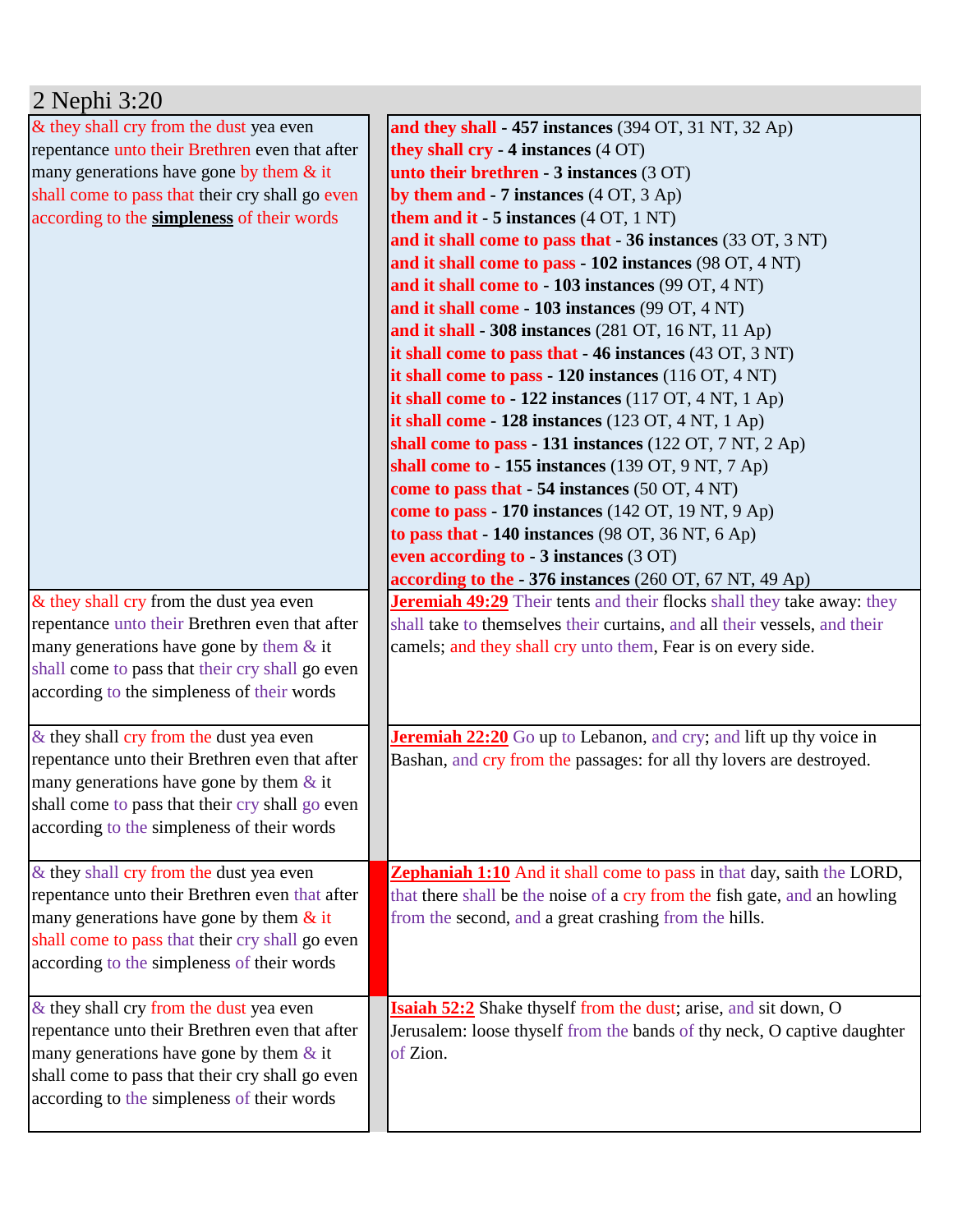# 2 Nephi 3:20

| | |
|---|---|
| & they shall cry from the dust yea even repentance unto their Brethren even that after many generations have gone by them & it shall come to pass that their cry shall go even according to the **simpleness** of their words | **and they shall** - **457 instances** (394 OT, 31 NT, 32 Ap)<br>**they shall cry** - **4 instances** (4 OT)<br>**unto their brethren** - **3 instances** (3 OT)<br>**by them and** - **7 instances** (4 OT, 3 Ap)<br>**them and it** - **5 instances** (4 OT, 1 NT)<br>**and it shall come to pass that** - **36 instances** (33 OT, 3 NT)<br>**and it shall come to pass** - **102 instances** (98 OT, 4 NT)<br>**and it shall come to** - **103 instances** (99 OT, 4 NT)<br>**and it shall come** - **103 instances** (99 OT, 4 NT)<br>**and it shall** - **308 instances** (281 OT, 16 NT, 11 Ap)<br>**it shall come to pass that** - **46 instances** (43 OT, 3 NT)<br>**it shall come to pass** - **120 instances** (116 OT, 4 NT)<br>**it shall come to** - **122 instances** (117 OT, 4 NT, 1 Ap)<br>**it shall come** - **128 instances** (123 OT, 4 NT, 1 Ap)<br>**shall come to pass** - **131 instances** (122 OT, 7 NT, 2 Ap)<br>**shall come to** - **155 instances** (139 OT, 9 NT, 7 Ap)<br>**come to pass that** - **54 instances** (50 OT, 4 NT)<br>**come to pass** - **170 instances** (142 OT, 19 NT, 9 Ap)<br>**to pass that** - **140 instances** (98 OT, 36 NT, 6 Ap)<br>**even according to** - **3 instances** (3 OT)<br>**according to the** - **376 instances** (260 OT, 67 NT, 49 Ap) |
| & they shall cry from the dust yea even repentance unto their Brethren even that after many generations have gone by them & it shall come to pass that their cry shall go even according to the simpleness of their words | **Jeremiah 49:29** Their tents and their flocks shall they take away: they shall take to themselves their curtains, and all their vessels, and their camels; and they shall cry unto them, Fear is on every side. |
| & they shall cry from the dust yea even repentance unto their Brethren even that after many generations have gone by them & it shall come to pass that their cry shall go even according to the simpleness of their words | **Jeremiah 22:20** Go up to Lebanon, and cry; and lift up thy voice in Bashan, and cry from the passages: for all thy lovers are destroyed. |
| & they shall cry from the dust yea even repentance unto their Brethren even that after many generations have gone by them & it shall come to pass that their cry shall go even according to the simpleness of their words | **Zephaniah 1:10** And it shall come to pass in that day, saith the LORD, that there shall be the noise of a cry from the fish gate, and an howling from the second, and a great crashing from the hills. |
| & they shall cry from the dust yea even repentance unto their Brethren even that after many generations have gone by them & it shall come to pass that their cry shall go even according to the simpleness of their words | **Isaiah 52:2** Shake thyself from the dust; arise, and sit down, O Jerusalem: loose thyself from the bands of thy neck, O captive daughter of Zion. |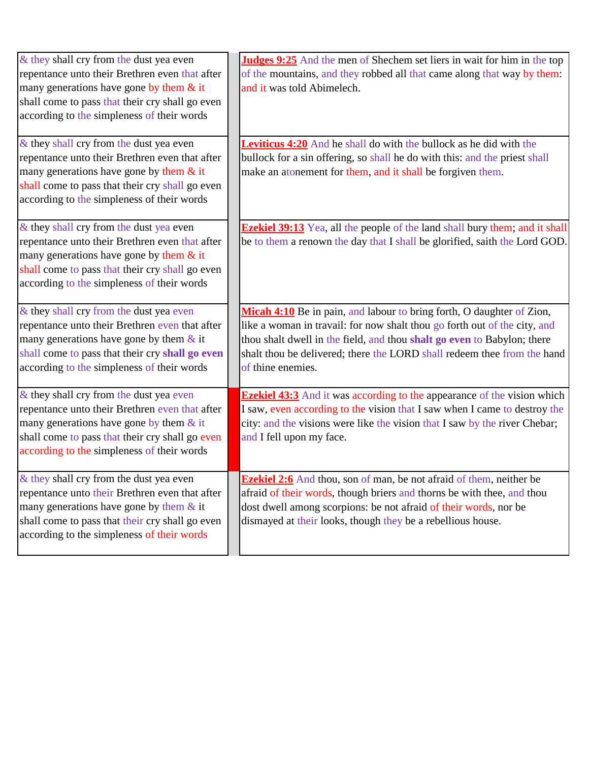| | | |
|---|---|---|
| & they shall cry from the dust yea even repentance unto their Brethren even that after many generations have gone by them & it shall come to pass that their cry shall go even according to the simpleness of their words | | **Judges 9:25** And the men of Shechem set liers in wait for him in the top of the mountains, and they robbed all that came along that way by them: and it was told Abimelech. |
| & they shall cry from the dust yea even repentance unto their Brethren even that after many generations have gone by them & it shall come to pass that their cry shall go even according to the simpleness of their words | | **Leviticus 4:20** And he shall do with the bullock as he did with the bullock for a sin offering, so shall he do with this: and the priest shall make an atonement for them, and it shall be forgiven them. |
| & they shall cry from the dust yea even repentance unto their Brethren even that after many generations have gone by them & it shall come to pass that their cry shall go even according to the simpleness of their words | | **Ezekiel 39:13** Yea, all the people of the land shall bury them; and it shall be to them a renown the day that I shall be glorified, saith the Lord GOD. |
| & they shall cry from the dust yea even repentance unto their Brethren even that after many generations have gone by them & it shall come to pass that their cry **shall go even** according to the simpleness of their words | | **Micah 4:10** Be in pain, and labour to bring forth, O daughter of Zion, like a woman in travail: for now shalt thou go forth out of the city, and thou shalt dwell in the field, and thou **shalt go even** to Babylon; there shalt thou be delivered; there the LORD shall redeem thee from the hand of thine enemies. |
| & they shall cry from the dust yea even repentance unto their Brethren even that after many generations have gone by them & it shall come to pass that their cry shall go even according to the simpleness of their words | | **Ezekiel 43:3** And it was according to the appearance of the vision which I saw, even according to the vision that I saw when I came to destroy the city: and the visions were like the vision that I saw by the river Chebar; and I fell upon my face. |
| & they shall cry from the dust yea even repentance unto their Brethren even that after many generations have gone by them & it shall come to pass that their cry shall go even according to the simpleness of their words | | **Ezekiel 2:6** And thou, son of man, be not afraid of them, neither be afraid of their words, though briers and thorns be with thee, and thou dost dwell among scorpions: be not afraid of their words, nor be dismayed at their looks, though they be a rebellious house. |